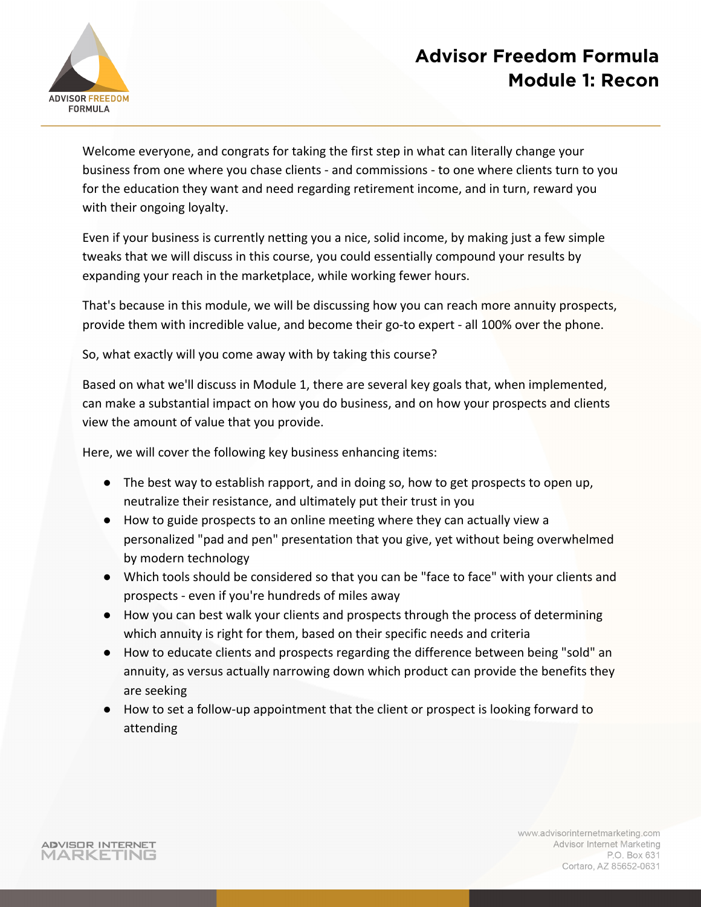# Advisor Freedom Formula
## Module 1: Recon

Welcome everyone, and congrats for taking the first step in what can literally change your business from one where you chase clients - and commissions - to one where clients turn to you for the education they want and need regarding retirement income, and in turn, reward you with their ongoing loyalty.

Even if your business is currently netting you a nice, solid income, by making just a few simple tweaks that we will discuss in this course, you could essentially compound your results by expanding your reach in the marketplace, while working fewer hours.

That's because in this module, we will be discussing how you can reach more annuity prospects, provide them with incredible value, and become their go-to expert - all 100% over the phone.

So, what exactly will you come away with by taking this course?

Based on what we'll discuss in Module 1, there are several key goals that, when implemented, can make a substantial impact on how you do business, and on how your prospects and clients view the amount of value that you provide.

Here, we will cover the following key business enhancing items:

- The best way to establish rapport, and in doing so, how to get prospects to open up, neutralize their resistance, and ultimately put their trust in you
- How to guide prospects to an online meeting where they can actually view a personalized "pad and pen" presentation that you give, yet without being overwhelmed by modern technology
- Which tools should be considered so that you can be "face to face" with your clients and prospects - even if you're hundreds of miles away
- How you can best walk your clients and prospects through the process of determining which annuity is right for them, based on their specific needs and criteria
- How to educate clients and prospects regarding the difference between being "sold" an annuity, as versus actually narrowing down which product can provide the benefits they are seeking
- How to set a follow-up appointment that the client or prospect is looking forward to attending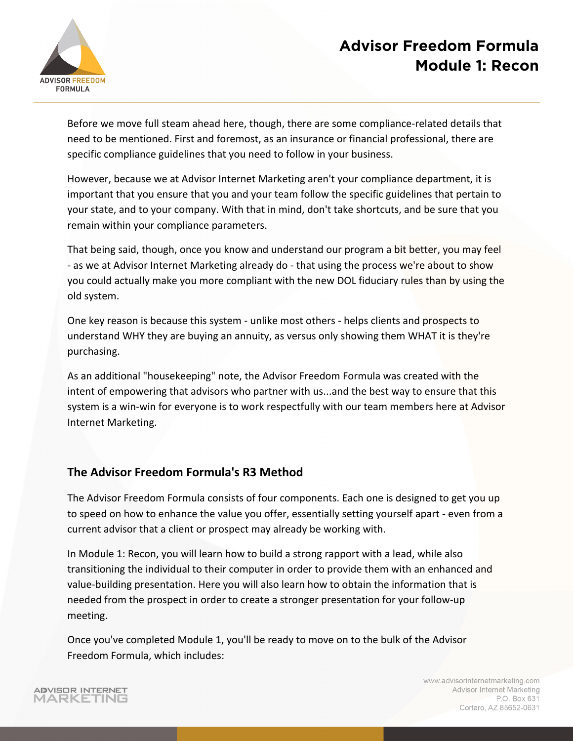Before we move full steam ahead here, though, there are some compliance-related details that need to be mentioned. First and foremost, as an insurance or financial professional, there are specific compliance guidelines that you need to follow in your business.

However, because we at Advisor Internet Marketing aren't your compliance department, it is important that you ensure that you and your team follow the specific guidelines that pertain to your state, and to your company. With that in mind, don't take shortcuts, and be sure that you remain within your compliance parameters.

That being said, though, once you know and understand our program a bit better, you may feel - as we at Advisor Internet Marketing already do - that using the process we're about to show you could actually make you more compliant with the new DOL fiduciary rules than by using the old system.

One key reason is because this system - unlike most others - helps clients and prospects to understand WHY they are buying an annuity, as versus only showing them WHAT it is they're purchasing.

As an additional "housekeeping" note, the Advisor Freedom Formula was created with the intent of empowering that advisors who partner with us...and the best way to ensure that this system is a win-win for everyone is to work respectfully with our team members here at Advisor Internet Marketing.

## The Advisor Freedom Formula's R3 Method

The Advisor Freedom Formula consists of four components. Each one is designed to get you up to speed on how to enhance the value you offer, essentially setting yourself apart - even from a current advisor that a client or prospect may already be working with.

In Module 1: Recon, you will learn how to build a strong rapport with a lead, while also transitioning the individual to their computer in order to provide them with an enhanced and value-building presentation. Here you will also learn how to obtain the information that is needed from the prospect in order to create a stronger presentation for your follow-up meeting.

Once you've completed Module 1, you'll be ready to move on to the bulk of the Advisor Freedom Formula, which includes: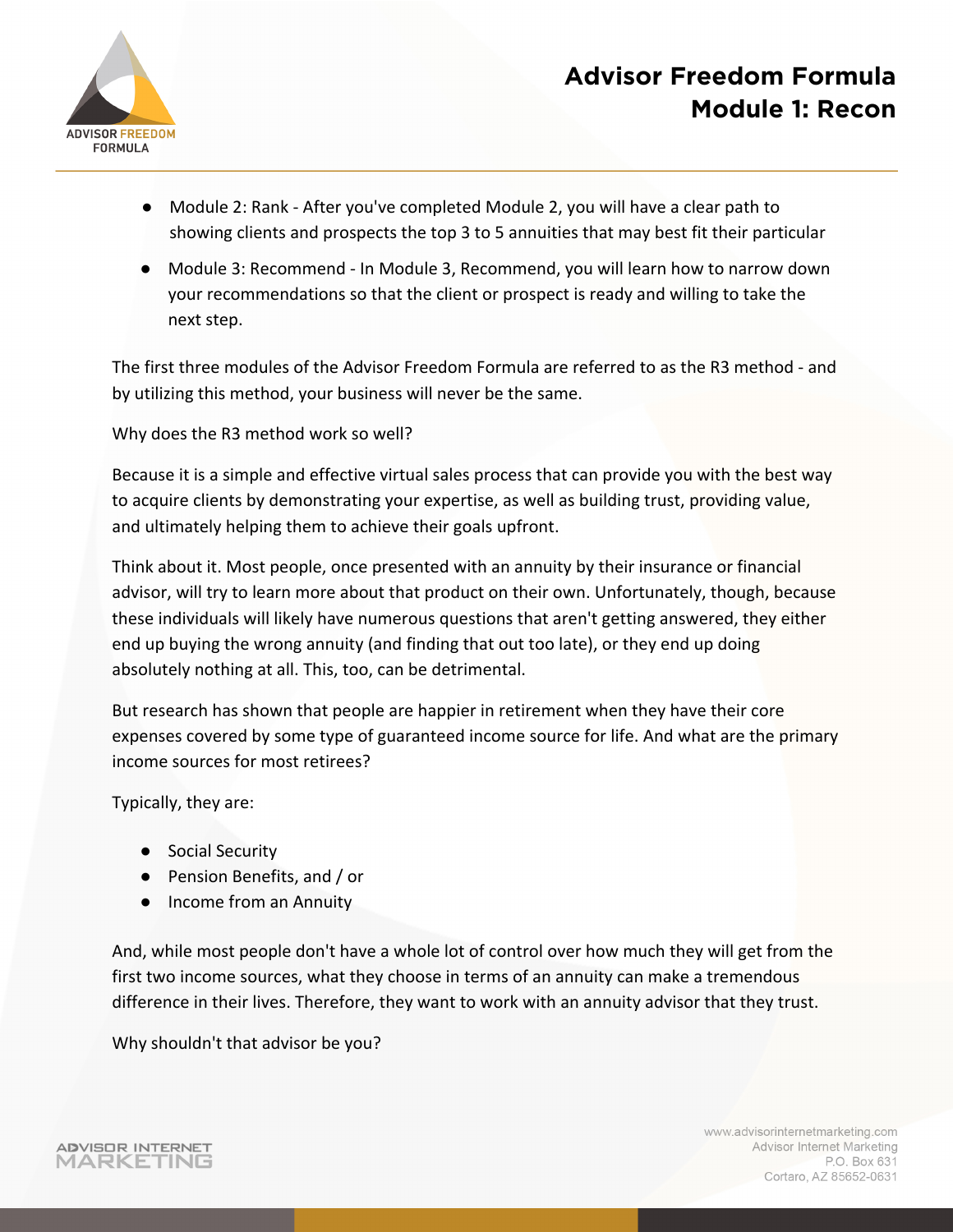- Module 2: Rank - After you've completed Module 2, you will have a clear path to showing clients and prospects the top 3 to 5 annuities that may best fit their particular
- Module 3: Recommend - In Module 3, Recommend, you will learn how to narrow down your recommendations so that the client or prospect is ready and willing to take the next step.

The first three modules of the Advisor Freedom Formula are referred to as the R3 method - and by utilizing this method, your business will never be the same.

Why does the R3 method work so well?

Because it is a simple and effective virtual sales process that can provide you with the best way to acquire clients by demonstrating your expertise, as well as building trust, providing value, and ultimately helping them to achieve their goals upfront.

Think about it. Most people, once presented with an annuity by their insurance or financial advisor, will try to learn more about that product on their own. Unfortunately, though, because these individuals will likely have numerous questions that aren't getting answered, they either end up buying the wrong annuity (and finding that out too late), or they end up doing absolutely nothing at all. This, too, can be detrimental.

But research has shown that people are happier in retirement when they have their core expenses covered by some type of guaranteed income source for life. And what are the primary income sources for most retirees?

Typically, they are:

- Social Security
- Pension Benefits, and / or
- Income from an Annuity

And, while most people don't have a whole lot of control over how much they will get from the first two income sources, what they choose in terms of an annuity can make a tremendous difference in their lives. Therefore, they want to work with an annuity advisor that they trust.

Why shouldn't that advisor be you?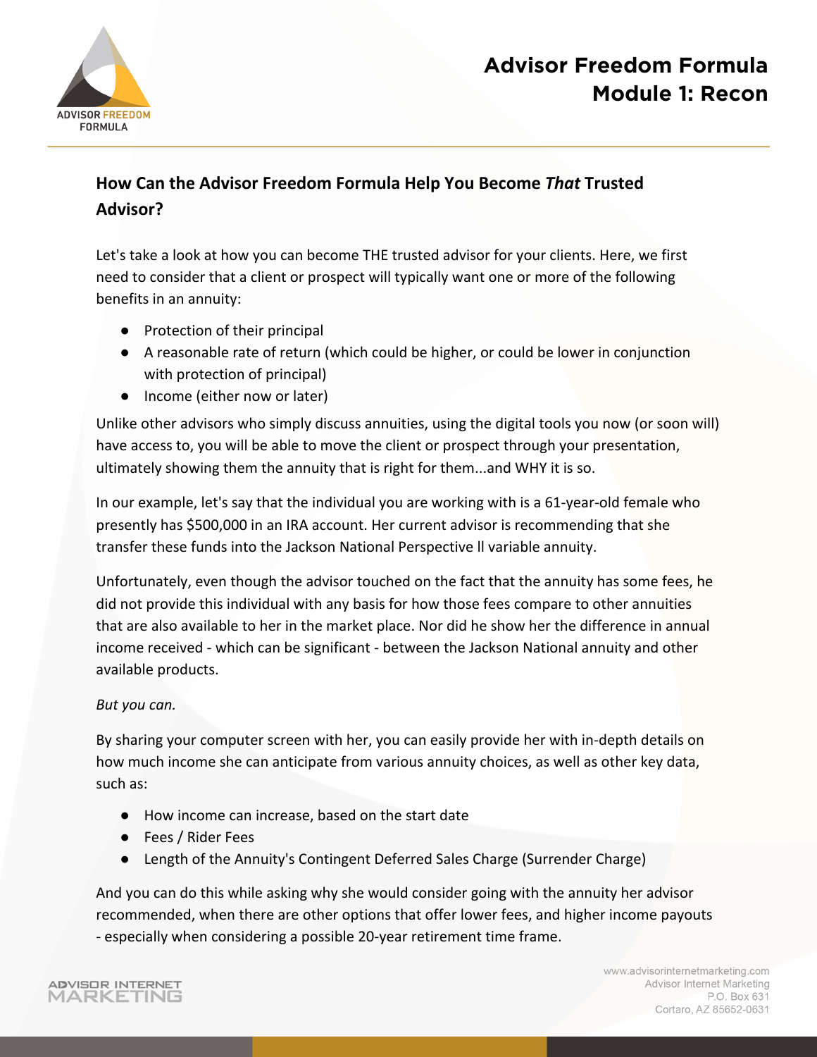## How Can the Advisor Freedom Formula Help You Become *That* Trusted Advisor?

Let's take a look at how you can become THE trusted advisor for your clients. Here, we first need to consider that a client or prospect will typically want one or more of the following benefits in an annuity:

- Protection of their principal
- A reasonable rate of return (which could be higher, or could be lower in conjunction with protection of principal)
- Income (either now or later)

Unlike other advisors who simply discuss annuities, using the digital tools you now (or soon will) have access to, you will be able to move the client or prospect through your presentation, ultimately showing them the annuity that is right for them...and WHY it is so.

In our example, let's say that the individual you are working with is a 61-year-old female who presently has $500,000 in an IRA account. Her current advisor is recommending that she transfer these funds into the Jackson National Perspective ll variable annuity.

Unfortunately, even though the advisor touched on the fact that the annuity has some fees, he did not provide this individual with any basis for how those fees compare to other annuities that are also available to her in the market place. Nor did he show her the difference in annual income received - which can be significant - between the Jackson National annuity and other available products.

*But you can.*

By sharing your computer screen with her, you can easily provide her with in-depth details on how much income she can anticipate from various annuity choices, as well as other key data, such as:

- How income can increase, based on the start date
- Fees / Rider Fees
- Length of the Annuity's Contingent Deferred Sales Charge (Surrender Charge)

And you can do this while asking why she would consider going with the annuity her advisor recommended, when there are other options that offer lower fees, and higher income payouts - especially when considering a possible 20-year retirement time frame.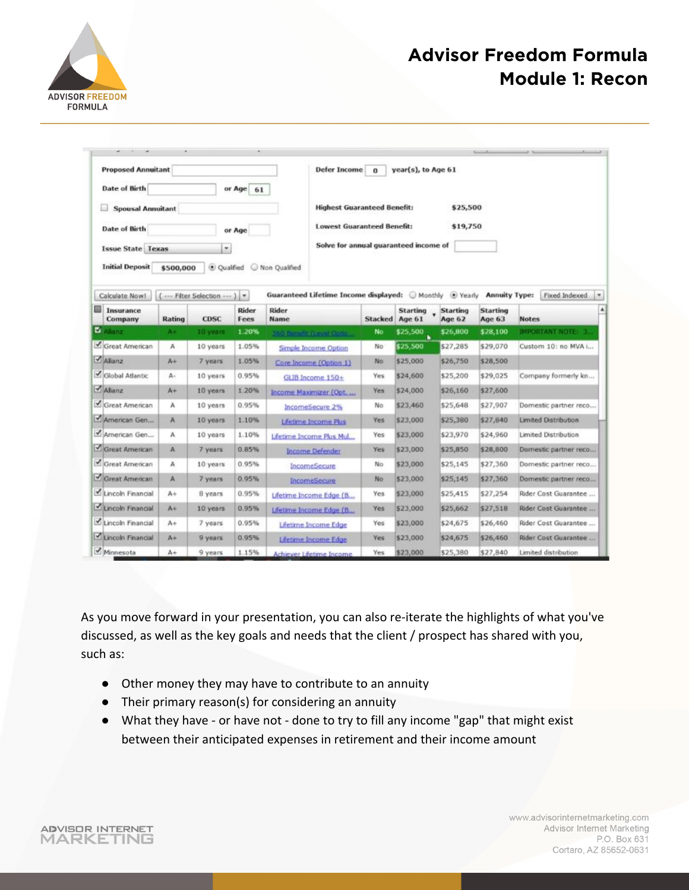| Proposed Annuitant | | Defer Income | 0 year(s), to Age 61 |
|---|---|---|---|
| Date of Birth | or Age 61 | | |
| Spousal Annuitant | | Highest Guaranteed Benefit: | $25,500 |
| Date of Birth | or Age | Lowest Guaranteed Benefit: | $19,750 |
| Issue State | Texas | Solve for annual guaranteed income of | |
| Initial Deposit | $500,000 | Qualified / Non Qualified | |

Calculate Now! | ( --- Filter Selection --- ) | Guaranteed Lifetime Income displayed: Monthly / Yearly | Annuity Type: Fixed Indexed

| Insurance Company | Rating | CDSC | Rider Fees | Rider Name | Stacked | Starting Age 61 | Starting Age 62 | Starting Age 63 | Notes |
|---|---|---|---|---|---|---|---|---|---|
| Allianz | A+ | 10 years | 1.20% | 360 Benefit (Level Optio... | No | $25,500 | $26,800 | $28,100 | IMPORTANT NOTE: 3... |
| Great American | A | 10 years | 1.05% | Simple Income Option | No | $25,500 | $27,285 | $29,070 | Custom 10: no MVA i... |
| Allianz | A+ | 7 years | 1.05% | Core Income (Option 1) | No | $25,000 | $26,750 | $28,500 | |
| Global Atlantic | A- | 10 years | 0.95% | GLIB Income 150+ | Yes | $24,600 | $25,200 | $29,025 | Company formerly kn... |
| Allianz | A+ | 10 years | 1.20% | Income Maximizer (Opt. ... | Yes | $24,000 | $26,160 | $27,600 | |
| Great American | A | 10 years | 0.95% | IncomeSecure 2% | No | $23,460 | $25,648 | $27,907 | Domestic partner reco... |
| American Gen... | A | 10 years | 1.10% | Lifetime Income Plus | Yes | $23,000 | $25,380 | $27,840 | Limited Distribution |
| American Gen... | A | 10 years | 1.10% | Lifetime Income Plus Mul... | Yes | $23,000 | $23,970 | $24,960 | Limited Distribution |
| Great American | A | 7 years | 0.85% | Income Defender | Yes | $23,000 | $25,850 | $28,800 | Domestic partner reco... |
| Great American | A | 10 years | 0.95% | IncomeSecure | No | $23,000 | $25,145 | $27,360 | Domestic partner reco... |
| Great American | A | 7 years | 0.95% | IncomeSecure | No | $23,000 | $25,145 | $27,360 | Domestic partner reco... |
| Lincoln Financial | A+ | 8 years | 0.95% | Lifetime Income Edge (B... | Yes | $23,000 | $25,415 | $27,254 | Rider Cost Guarantee ... |
| Lincoln Financial | A+ | 10 years | 0.95% | Lifetime Income Edge (B... | Yes | $23,000 | $25,662 | $27,518 | Rider Cost Guarantee ... |
| Lincoln Financial | A+ | 7 years | 0.95% | Lifetime Income Edge | Yes | $23,000 | $24,675 | $26,460 | Rider Cost Guarantee ... |
| Lincoln Financial | A+ | 9 years | 0.95% | Lifetime Income Edge | Yes | $23,000 | $24,675 | $26,460 | Rider Cost Guarantee ... |
| Minnesota | A+ | 9 years | 1.15% | Achiever Lifetime Income | Yes | $23,000 | $25,380 | $27,840 | Limited distribution |

As you move forward in your presentation, you can also re-iterate the highlights of what you've discussed, as well as the key goals and needs that the client / prospect has shared with you, such as:

- Other money they may have to contribute to an annuity
- Their primary reason(s) for considering an annuity
- What they have - or have not - done to try to fill any income "gap" that might exist between their anticipated expenses in retirement and their income amount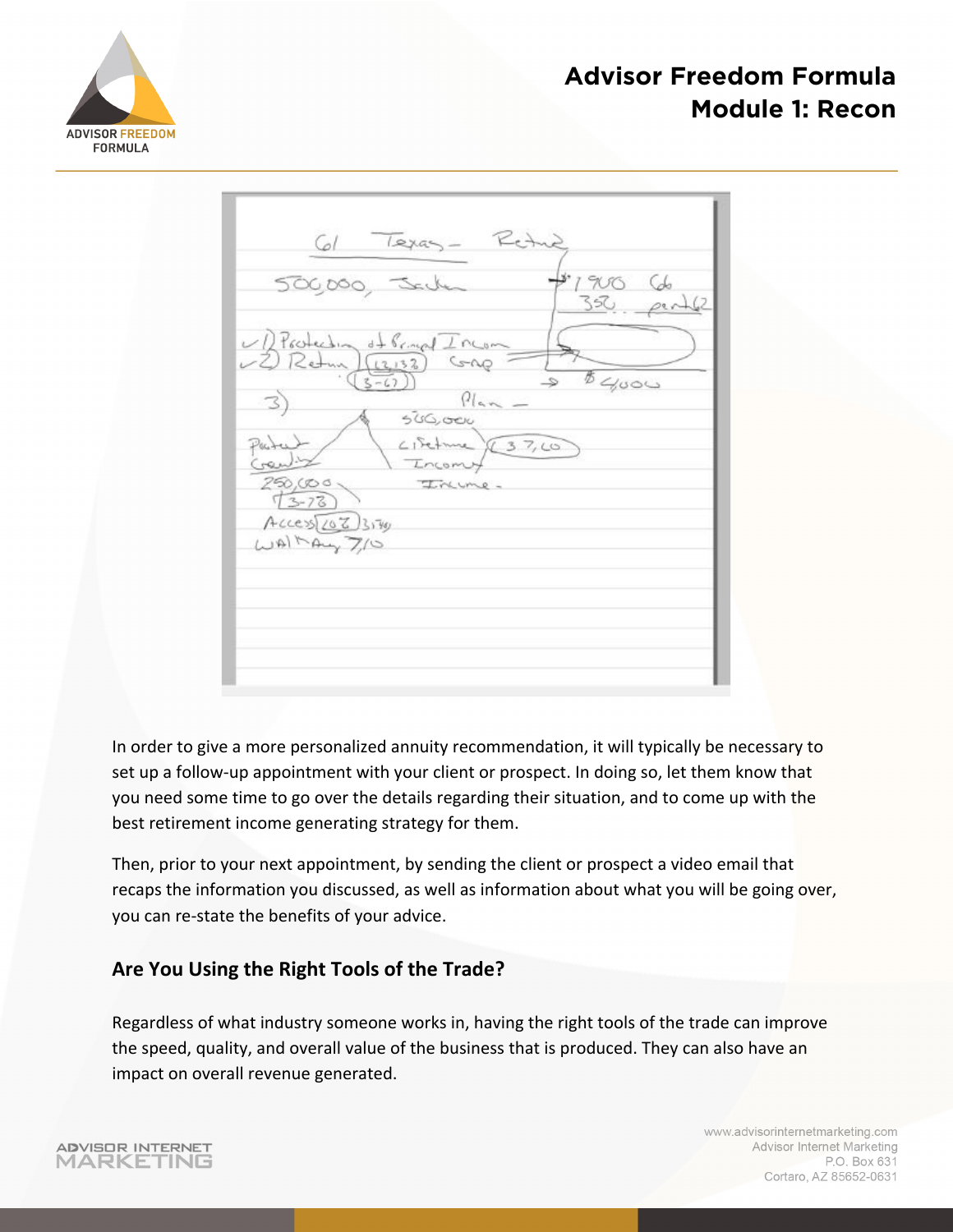In order to give a more personalized annuity recommendation, it will typically be necessary to set up a follow-up appointment with your client or prospect. In doing so, let them know that you need some time to go over the details regarding their situation, and to come up with the best retirement income generating strategy for them.

Then, prior to your next appointment, by sending the client or prospect a video email that recaps the information you discussed, as well as information about what you will be going over, you can re-state the benefits of your advice.

## Are You Using the Right Tools of the Trade?

Regardless of what industry someone works in, having the right tools of the trade can improve the speed, quality, and overall value of the business that is produced. They can also have an impact on overall revenue generated.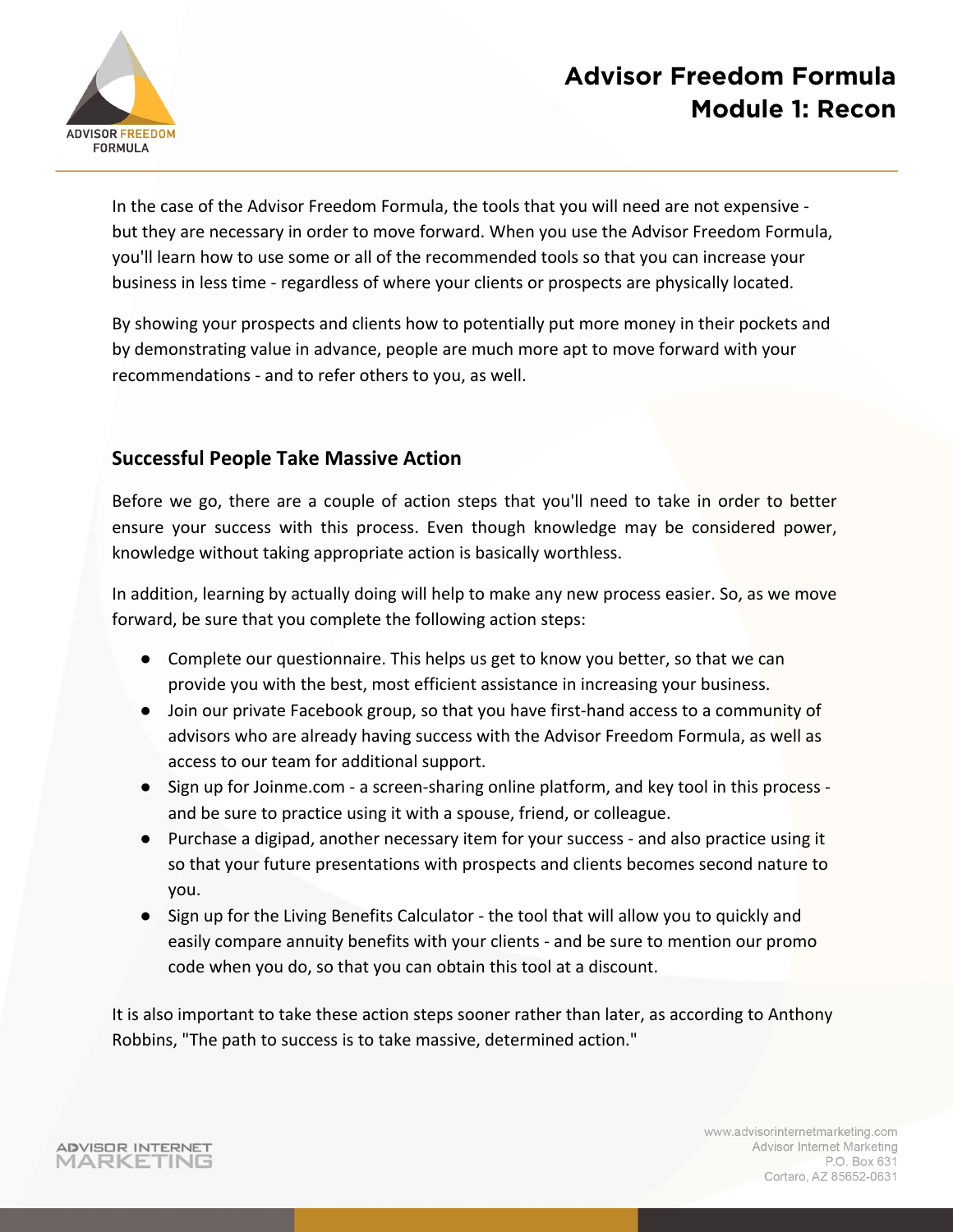In the case of the Advisor Freedom Formula, the tools that you will need are not expensive - but they are necessary in order to move forward. When you use the Advisor Freedom Formula, you'll learn how to use some or all of the recommended tools so that you can increase your business in less time - regardless of where your clients or prospects are physically located.

By showing your prospects and clients how to potentially put more money in their pockets and by demonstrating value in advance, people are much more apt to move forward with your recommendations - and to refer others to you, as well.

### Successful People Take Massive Action

Before we go, there are a couple of action steps that you'll need to take in order to better ensure your success with this process. Even though knowledge may be considered power, knowledge without taking appropriate action is basically worthless.

In addition, learning by actually doing will help to make any new process easier. So, as we move forward, be sure that you complete the following action steps:

- Complete our questionnaire. This helps us get to know you better, so that we can provide you with the best, most efficient assistance in increasing your business.
- Join our private Facebook group, so that you have first-hand access to a community of advisors who are already having success with the Advisor Freedom Formula, as well as access to our team for additional support.
- Sign up for Joinme.com - a screen-sharing online platform, and key tool in this process - and be sure to practice using it with a spouse, friend, or colleague.
- Purchase a digipad, another necessary item for your success - and also practice using it so that your future presentations with prospects and clients becomes second nature to you.
- Sign up for the Living Benefits Calculator - the tool that will allow you to quickly and easily compare annuity benefits with your clients - and be sure to mention our promo code when you do, so that you can obtain this tool at a discount.

It is also important to take these action steps sooner rather than later, as according to Anthony Robbins, "The path to success is to take massive, determined action."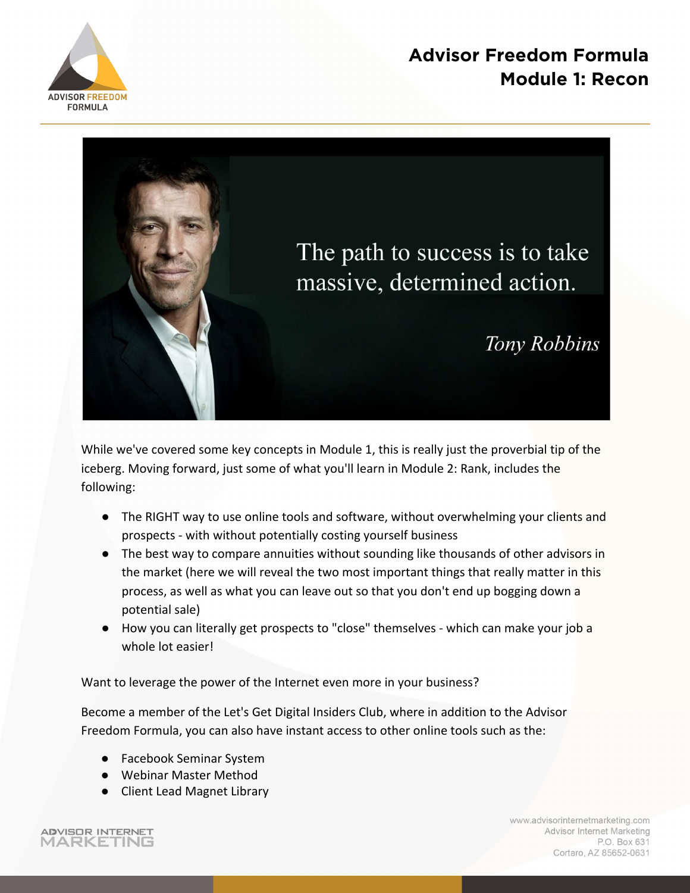While we've covered some key concepts in Module 1, this is really just the proverbial tip of the iceberg. Moving forward, just some of what you'll learn in Module 2: Rank, includes the following:

- The RIGHT way to use online tools and software, without overwhelming your clients and prospects - with without potentially costing yourself business
- The best way to compare annuities without sounding like thousands of other advisors in the market (here we will reveal the two most important things that really matter in this process, as well as what you can leave out so that you don't end up bogging down a potential sale)
- How you can literally get prospects to "close" themselves - which can make your job a whole lot easier!

Want to leverage the power of the Internet even more in your business?

Become a member of the Let's Get Digital Insiders Club, where in addition to the Advisor Freedom Formula, you can also have instant access to other online tools such as the:

- Facebook Seminar System
- Webinar Master Method
- Client Lead Magnet Library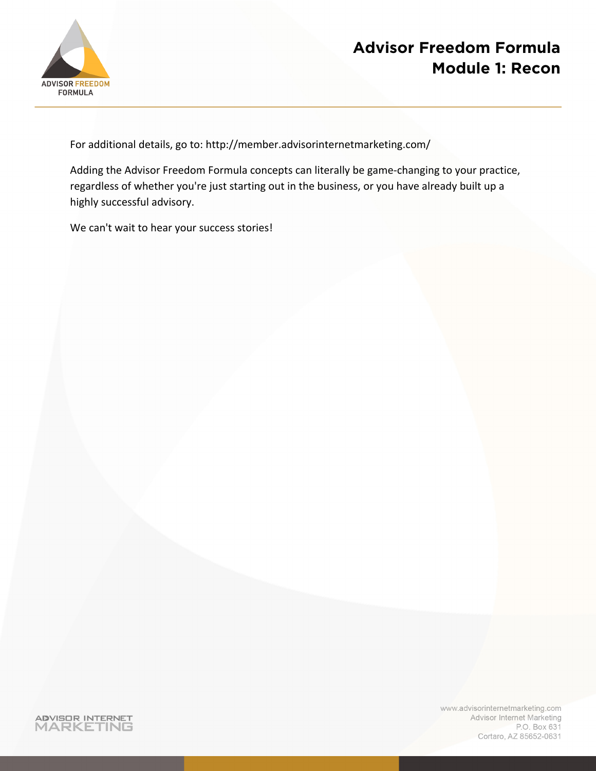For additional details, go to: http://member.advisorinternetmarketing.com/

Adding the Advisor Freedom Formula concepts can literally be game-changing to your practice, regardless of whether you're just starting out in the business, or you have already built up a highly successful advisory.

We can't wait to hear your success stories!